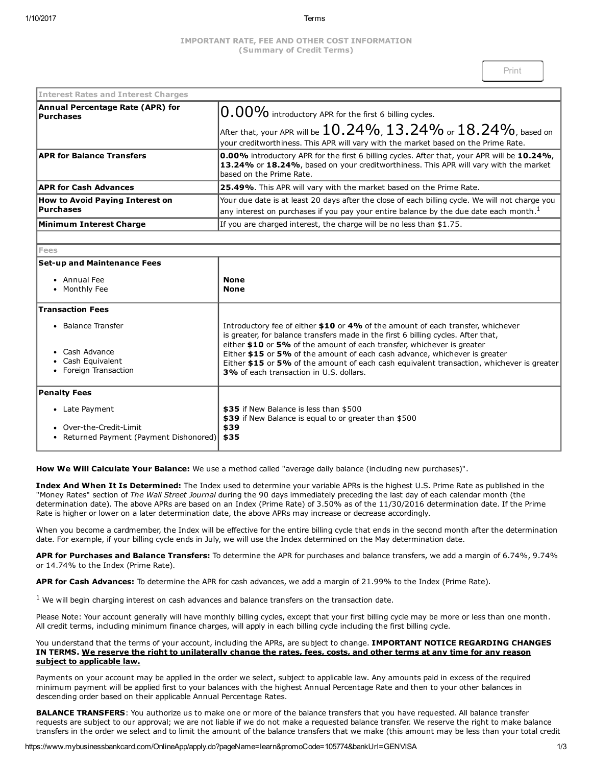# IMPORTANT RATE, FEE AND OTHER COST INFORMATION
## (Summary of Credit Terms)

| Interest Rates and Interest Charges | |
|---|---|
| **Annual Percentage Rate (APR) for Purchases** | 0.00% introductory APR for the first 6 billing cycles. After that, your APR will be 10.24%, 13.24% or 18.24%, based on your creditworthiness. This APR will vary with the market based on the Prime Rate. |
| **APR for Balance Transfers** | **0.00%** introductory APR for the first 6 billing cycles. After that, your APR will be **10.24%**, **13.24%** or **18.24%**, based on your creditworthiness. This APR will vary with the market based on the Prime Rate. |
| **APR for Cash Advances** | **25.49%**. This APR will vary with the market based on the Prime Rate. |
| **How to Avoid Paying Interest on Purchases** | Your due date is at least 20 days after the close of each billing cycle. We will not charge you any interest on purchases if you pay your entire balance by the due date each month.[1] |
| **Minimum Interest Charge** | If you are charged interest, the charge will be no less than $1.75. |
| | |
| **Fees** | |
| **Set-up and Maintenance Fees** | |
| • Annual Fee | **None** |
| • Monthly Fee | **None** |
| **Transaction Fees** | |
| • Balance Transfer | Introductory fee of either **$10** or **4%** of the amount of each transfer, whichever is greater, for balance transfers made in the first 6 billing cycles. After that, either **$10** or **5%** of the amount of each transfer, whichever is greater |
| • Cash Advance | Either **$15** or **5%** of the amount of each cash advance, whichever is greater |
| • Cash Equivalent | Either **$15** or **5%** of the amount of each cash equivalent transaction, whichever is greater |
| • Foreign Transaction | **3%** of each transaction in U.S. dollars. |
| **Penalty Fees** | |
| • Late Payment | **$35** if New Balance is less than $500<br>**$39** if New Balance is equal to or greater than $500 |
| • Over-the-Credit-Limit | **$39** |
| • Returned Payment (Payment Dishonored) | **$35** |

**How We Will Calculate Your Balance:** We use a method called "average daily balance (including new purchases)".

**Index And When It Is Determined:** The Index used to determine your variable APRs is the highest U.S. Prime Rate as published in the "Money Rates" section of *The Wall Street Journal* during the 90 days immediately preceding the last day of each calendar month (the determination date). The above APRs are based on an Index (Prime Rate) of 3.50% as of the 11/30/2016 determination date. If the Prime Rate is higher or lower on a later determination date, the above APRs may increase or decrease accordingly.

When you become a cardmember, the Index will be effective for the entire billing cycle that ends in the second month after the determination date. For example, if your billing cycle ends in July, we will use the Index determined on the May determination date.

**APR for Purchases and Balance Transfers:** To determine the APR for purchases and balance transfers, we add a margin of 6.74%, 9.74% or 14.74% to the Index (Prime Rate).

**APR for Cash Advances:** To determine the APR for cash advances, we add a margin of 21.99% to the Index (Prime Rate).

[1] We will begin charging interest on cash advances and balance transfers on the transaction date.

Please Note: Your account generally will have monthly billing cycles, except that your first billing cycle may be more or less than one month. All credit terms, including minimum finance charges, will apply in each billing cycle including the first billing cycle.

You understand that the terms of your account, including the APRs, are subject to change. **IMPORTANT NOTICE REGARDING CHANGES IN TERMS. <u>We reserve the right to unilaterally change the rates, fees, costs, and other terms at any time for any reason subject to applicable law.</u>**

Payments on your account may be applied in the order we select, subject to applicable law. Any amounts paid in excess of the required minimum payment will be applied first to your balances with the highest Annual Percentage Rate and then to your other balances in descending order based on their applicable Annual Percentage Rates.

**BALANCE TRANSFERS**: You authorize us to make one or more of the balance transfers that you have requested. All balance transfer requests are subject to our approval; we are not liable if we do not make a requested balance transfer. We reserve the right to make balance transfers in the order we select and to limit the amount of the balance transfers that we make (this amount may be less than your total credit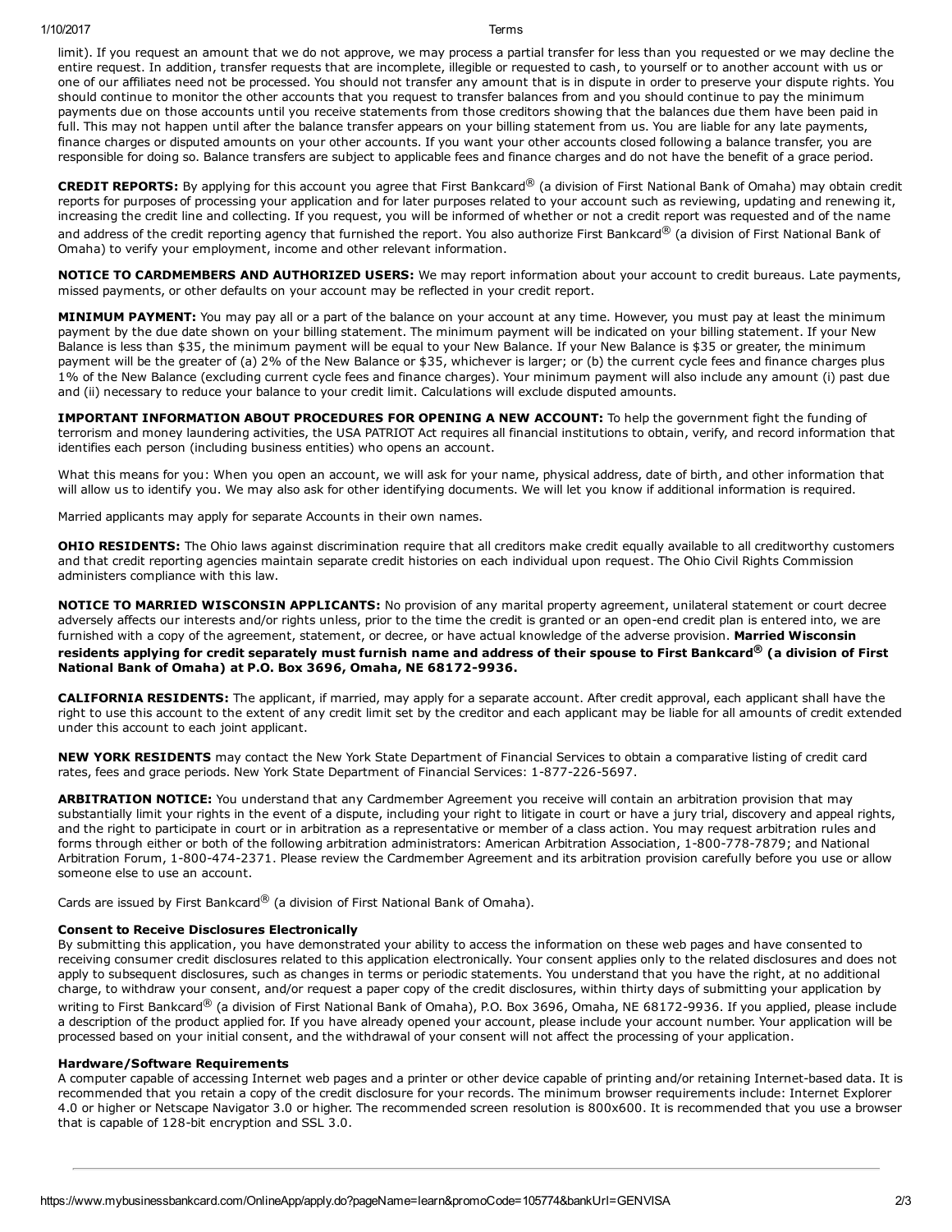limit). If you request an amount that we do not approve, we may process a partial transfer for less than you requested or we may decline the entire request. In addition, transfer requests that are incomplete, illegible or requested to cash, to yourself or to another account with us or one of our affiliates need not be processed. You should not transfer any amount that is in dispute in order to preserve your dispute rights. You should continue to monitor the other accounts that you request to transfer balances from and you should continue to pay the minimum payments due on those accounts until you receive statements from those creditors showing that the balances due them have been paid in full. This may not happen until after the balance transfer appears on your billing statement from us. You are liable for any late payments, finance charges or disputed amounts on your other accounts. If you want your other accounts closed following a balance transfer, you are responsible for doing so. Balance transfers are subject to applicable fees and finance charges and do not have the benefit of a grace period.

**CREDIT REPORTS:** By applying for this account you agree that First Bankcard® (a division of First National Bank of Omaha) may obtain credit reports for purposes of processing your application and for later purposes related to your account such as reviewing, updating and renewing it, increasing the credit line and collecting. If you request, you will be informed of whether or not a credit report was requested and of the name and address of the credit reporting agency that furnished the report. You also authorize First Bankcard® (a division of First National Bank of Omaha) to verify your employment, income and other relevant information.

**NOTICE TO CARDMEMBERS AND AUTHORIZED USERS:** We may report information about your account to credit bureaus. Late payments, missed payments, or other defaults on your account may be reflected in your credit report.

**MINIMUM PAYMENT:** You may pay all or a part of the balance on your account at any time. However, you must pay at least the minimum payment by the due date shown on your billing statement. The minimum payment will be indicated on your billing statement. If your New Balance is less than $35, the minimum payment will be equal to your New Balance. If your New Balance is $35 or greater, the minimum payment will be the greater of (a) 2% of the New Balance or $35, whichever is larger; or (b) the current cycle fees and finance charges plus 1% of the New Balance (excluding current cycle fees and finance charges). Your minimum payment will also include any amount (i) past due and (ii) necessary to reduce your balance to your credit limit. Calculations will exclude disputed amounts.

**IMPORTANT INFORMATION ABOUT PROCEDURES FOR OPENING A NEW ACCOUNT:** To help the government fight the funding of terrorism and money laundering activities, the USA PATRIOT Act requires all financial institutions to obtain, verify, and record information that identifies each person (including business entities) who opens an account.

What this means for you: When you open an account, we will ask for your name, physical address, date of birth, and other information that will allow us to identify you. We may also ask for other identifying documents. We will let you know if additional information is required.

Married applicants may apply for separate Accounts in their own names.

**OHIO RESIDENTS:** The Ohio laws against discrimination require that all creditors make credit equally available to all creditworthy customers and that credit reporting agencies maintain separate credit histories on each individual upon request. The Ohio Civil Rights Commission administers compliance with this law.

**NOTICE TO MARRIED WISCONSIN APPLICANTS:** No provision of any marital property agreement, unilateral statement or court decree adversely affects our interests and/or rights unless, prior to the time the credit is granted or an open-end credit plan is entered into, we are furnished with a copy of the agreement, statement, or decree, or have actual knowledge of the adverse provision. **Married Wisconsin residents applying for credit separately must furnish name and address of their spouse to First Bankcard® (a division of First National Bank of Omaha) at P.O. Box 3696, Omaha, NE 68172-9936.**

**CALIFORNIA RESIDENTS:** The applicant, if married, may apply for a separate account. After credit approval, each applicant shall have the right to use this account to the extent of any credit limit set by the creditor and each applicant may be liable for all amounts of credit extended under this account to each joint applicant.

**NEW YORK RESIDENTS** may contact the New York State Department of Financial Services to obtain a comparative listing of credit card rates, fees and grace periods. New York State Department of Financial Services: 1-877-226-5697.

**ARBITRATION NOTICE:** You understand that any Cardmember Agreement you receive will contain an arbitration provision that may substantially limit your rights in the event of a dispute, including your right to litigate in court or have a jury trial, discovery and appeal rights, and the right to participate in court or in arbitration as a representative or member of a class action. You may request arbitration rules and forms through either or both of the following arbitration administrators: American Arbitration Association, 1-800-778-7879; and National Arbitration Forum, 1-800-474-2371. Please review the Cardmember Agreement and its arbitration provision carefully before you use or allow someone else to use an account.

Cards are issued by First Bankcard® (a division of First National Bank of Omaha).

**Consent to Receive Disclosures Electronically**

By submitting this application, you have demonstrated your ability to access the information on these web pages and have consented to receiving consumer credit disclosures related to this application electronically. Your consent applies only to the related disclosures and does not apply to subsequent disclosures, such as changes in terms or periodic statements. You understand that you have the right, at no additional charge, to withdraw your consent, and/or request a paper copy of the credit disclosures, within thirty days of submitting your application by writing to First Bankcard® (a division of First National Bank of Omaha), P.O. Box 3696, Omaha, NE 68172-9936. If you applied, please include a description of the product applied for. If you have already opened your account, please include your account number. Your application will be processed based on your initial consent, and the withdrawal of your consent will not affect the processing of your application.

**Hardware/Software Requirements**

A computer capable of accessing Internet web pages and a printer or other device capable of printing and/or retaining Internet-based data. It is recommended that you retain a copy of the credit disclosure for your records. The minimum browser requirements include: Internet Explorer 4.0 or higher or Netscape Navigator 3.0 or higher. The recommended screen resolution is 800x600. It is recommended that you use a browser that is capable of 128-bit encryption and SSL 3.0.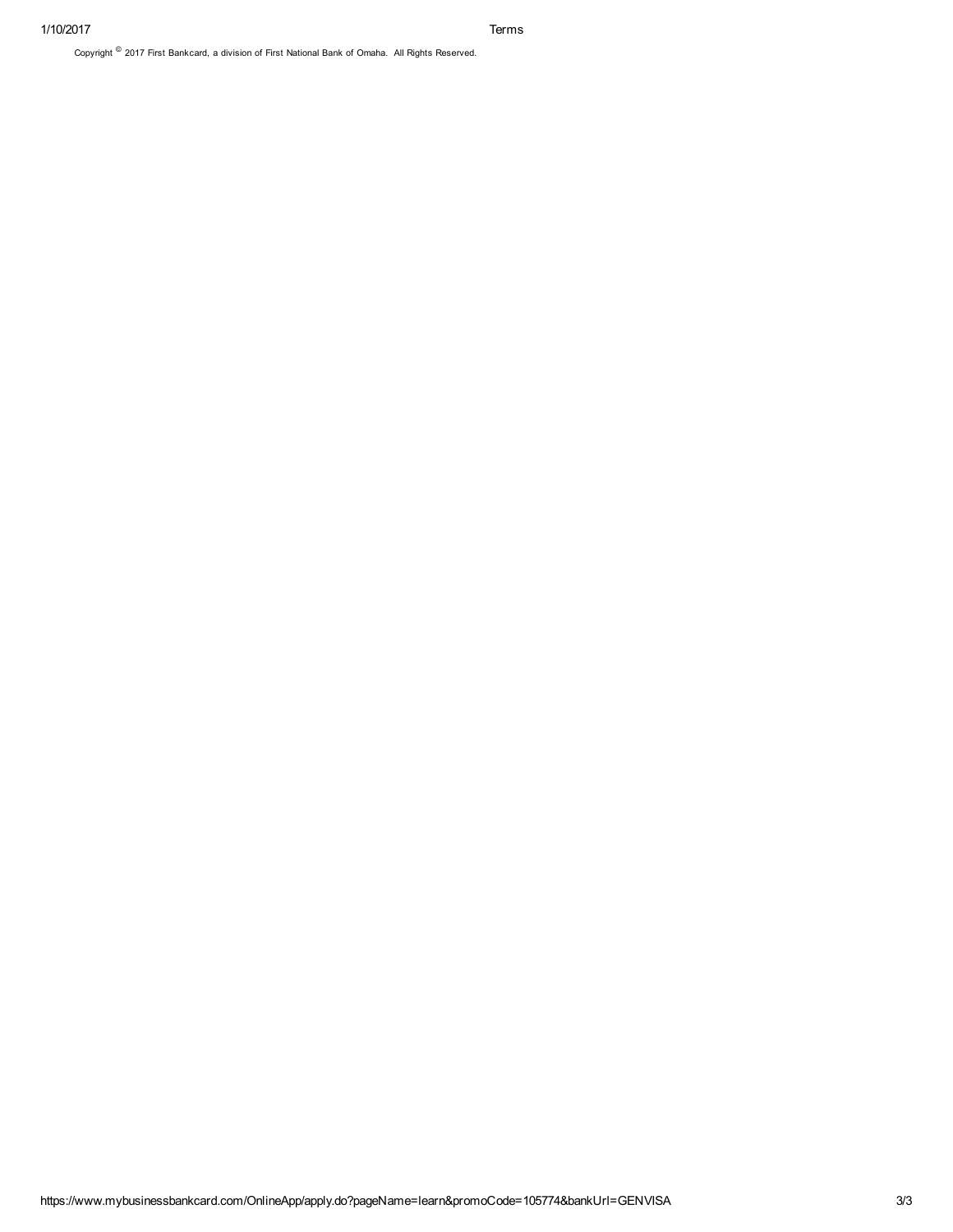Copyright © 2017 First Bankcard, a division of First National Bank of Omaha. All Rights Reserved.